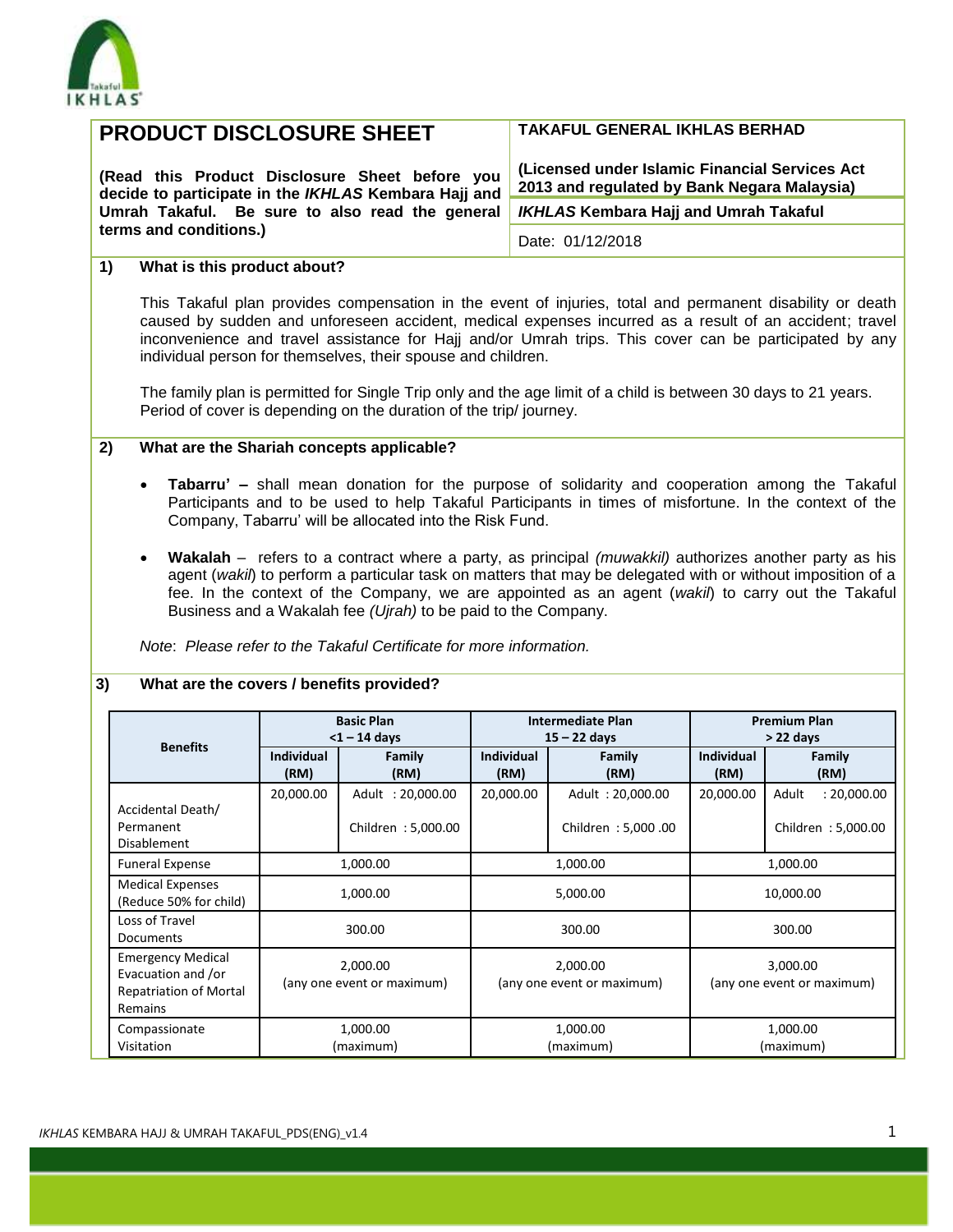# PRODUCT DISCLOSURE SHEET

**(Read this Product Disclosure Sheet before you decide to participate in the *IKHLAS* Kembara Hajj and Umrah Takaful. Be sure to also read the general terms and conditions.)**

**TAKAFUL GENERAL IKHLAS BERHAD**

**(Licensed under Islamic Financial Services Act 2013 and regulated by Bank Negara Malaysia)**

***IKHLAS* Kembara Hajj and Umrah Takaful**

Date: 01/12/2018

## 1) What is this product about?

This Takaful plan provides compensation in the event of injuries, total and permanent disability or death caused by sudden and unforeseen accident, medical expenses incurred as a result of an accident; travel inconvenience and travel assistance for Hajj and/or Umrah trips. This cover can be participated by any individual person for themselves, their spouse and children.

The family plan is permitted for Single Trip only and the age limit of a child is between 30 days to 21 years. Period of cover is depending on the duration of the trip/ journey.

## 2) What are the Shariah concepts applicable?

- **Tabarru' –** shall mean donation for the purpose of solidarity and cooperation among the Takaful Participants and to be used to help Takaful Participants in times of misfortune. In the context of the Company, Tabarru' will be allocated into the Risk Fund.
- **Wakalah** – refers to a contract where a party, as principal *(muwakkil)* authorizes another party as his agent (*wakil*) to perform a particular task on matters that may be delegated with or without imposition of a fee. In the context of the Company, we are appointed as an agent (*wakil*) to carry out the Takaful Business and a Wakalah fee *(Ujrah)* to be paid to the Company.

*Note*: *Please refer to the Takaful Certificate for more information.*

## 3) What are the covers / benefits provided?

| Benefits | Basic Plan <1 – 14 days | | Intermediate Plan 15 – 22 days | | Premium Plan > 22 days | |
|---|---|---|---|---|---|---|
| | Individual (RM) | Family (RM) | Individual (RM) | Family (RM) | Individual (RM) | Family (RM) |
| Accidental Death/ Permanent Disablement | 20,000.00 | Adult : 20,000.00<br>Children : 5,000.00 | 20,000.00 | Adult : 20,000.00<br>Children : 5,000 .00 | 20,000.00 | Adult : 20,000.00<br>Children : 5,000.00 |
| Funeral Expense | 1,000.00 | | 1,000.00 | | 1,000.00 | |
| Medical Expenses (Reduce 50% for child) | 1,000.00 | | 5,000.00 | | 10,000.00 | |
| Loss of Travel Documents | 300.00 | | 300.00 | | 300.00 | |
| Emergency Medical Evacuation and /or Repatriation of Mortal Remains | 2,000.00 (any one event or maximum) | | 2,000.00 (any one event or maximum) | | 3,000.00 (any one event or maximum) | |
| Compassionate Visitation | 1,000.00 (maximum) | | 1,000.00 (maximum) | | 1,000.00 (maximum) | |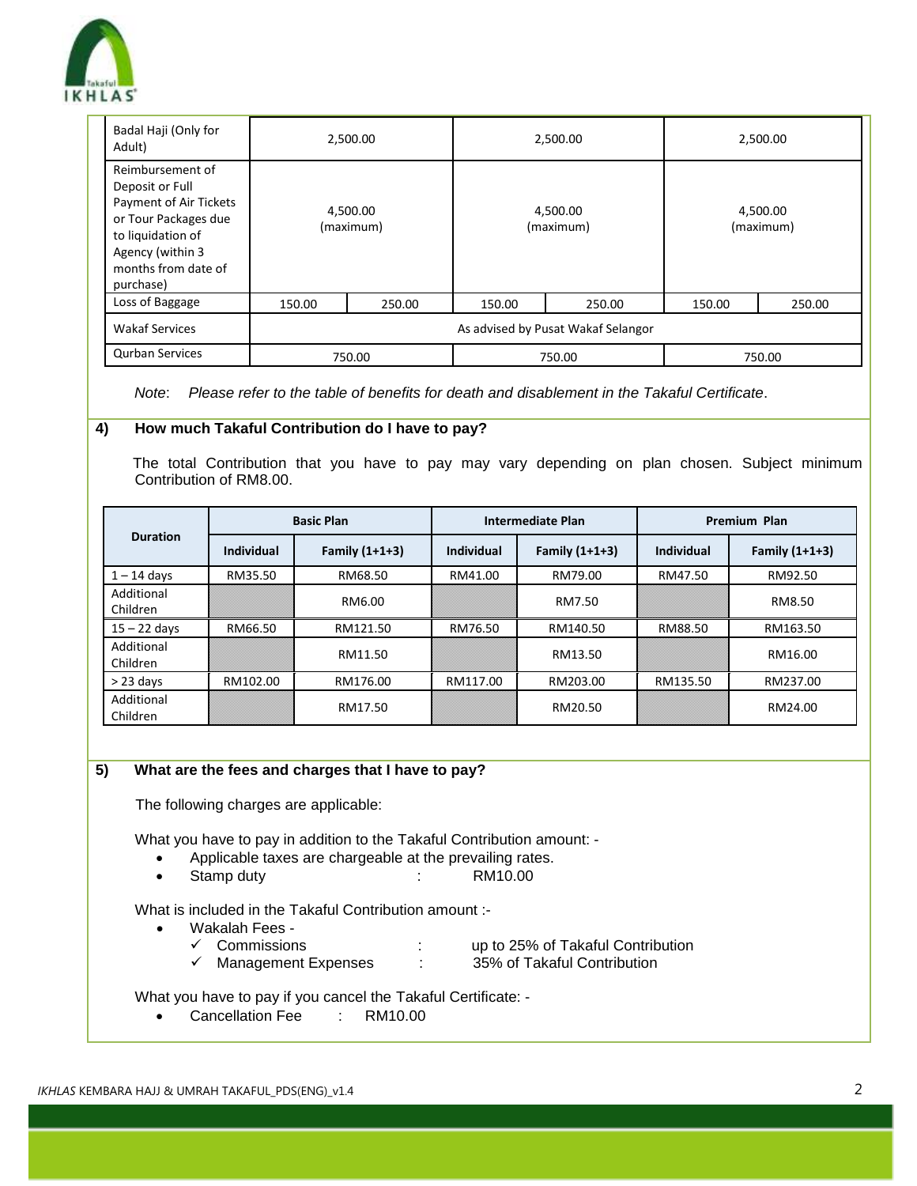| | | | | | | |
|---|---|---|---|---|---|---|
| Badal Haji (Only for Adult) | 2,500.00 | | 2,500.00 | | 2,500.00 | |
| Reimbursement of Deposit or Full Payment of Air Tickets or Tour Packages due to liquidation of Agency (within 3 months from date of purchase) | 4,500.00 (maximum) | | 4,500.00 (maximum) | | 4,500.00 (maximum) | |
| Loss of Baggage | 150.00 | 250.00 | 150.00 | 250.00 | 150.00 | 250.00 |
| Wakaf Services | As advised by Pusat Wakaf Selangor | | | | | |
| Qurban Services | 750.00 | | 750.00 | | 750.00 | |

*Note*: *Please refer to the table of benefits for death and disablement in the Takaful Certificate*.

## 4) How much Takaful Contribution do I have to pay?

The total Contribution that you have to pay may vary depending on plan chosen. Subject minimum Contribution of RM8.00.

| Duration | Basic Plan | | Intermediate Plan | | Premium Plan | |
|---|---|---|---|---|---|---|
| | Individual | Family (1+1+3) | Individual | Family (1+1+3) | Individual | Family (1+1+3) |
| 1 – 14 days | RM35.50 | RM68.50 | RM41.00 | RM79.00 | RM47.50 | RM92.50 |
| Additional Children | | RM6.00 | | RM7.50 | | RM8.50 |
| 15 – 22 days | RM66.50 | RM121.50 | RM76.50 | RM140.50 | RM88.50 | RM163.50 |
| Additional Children | | RM11.50 | | RM13.50 | | RM16.00 |
| > 23 days | RM102.00 | RM176.00 | RM117.00 | RM203.00 | RM135.50 | RM237.00 |
| Additional Children | | RM17.50 | | RM20.50 | | RM24.00 |

## 5) What are the fees and charges that I have to pay?

The following charges are applicable:

What you have to pay in addition to the Takaful Contribution amount: -

- Applicable taxes are chargeable at the prevailing rates.
- Stamp duty : RM10.00

What is included in the Takaful Contribution amount :-

- Wakalah Fees -
  - ✓ Commissions : up to 25% of Takaful Contribution
  - ✓ Management Expenses : 35% of Takaful Contribution

What you have to pay if you cancel the Takaful Certificate: -

- Cancellation Fee : RM10.00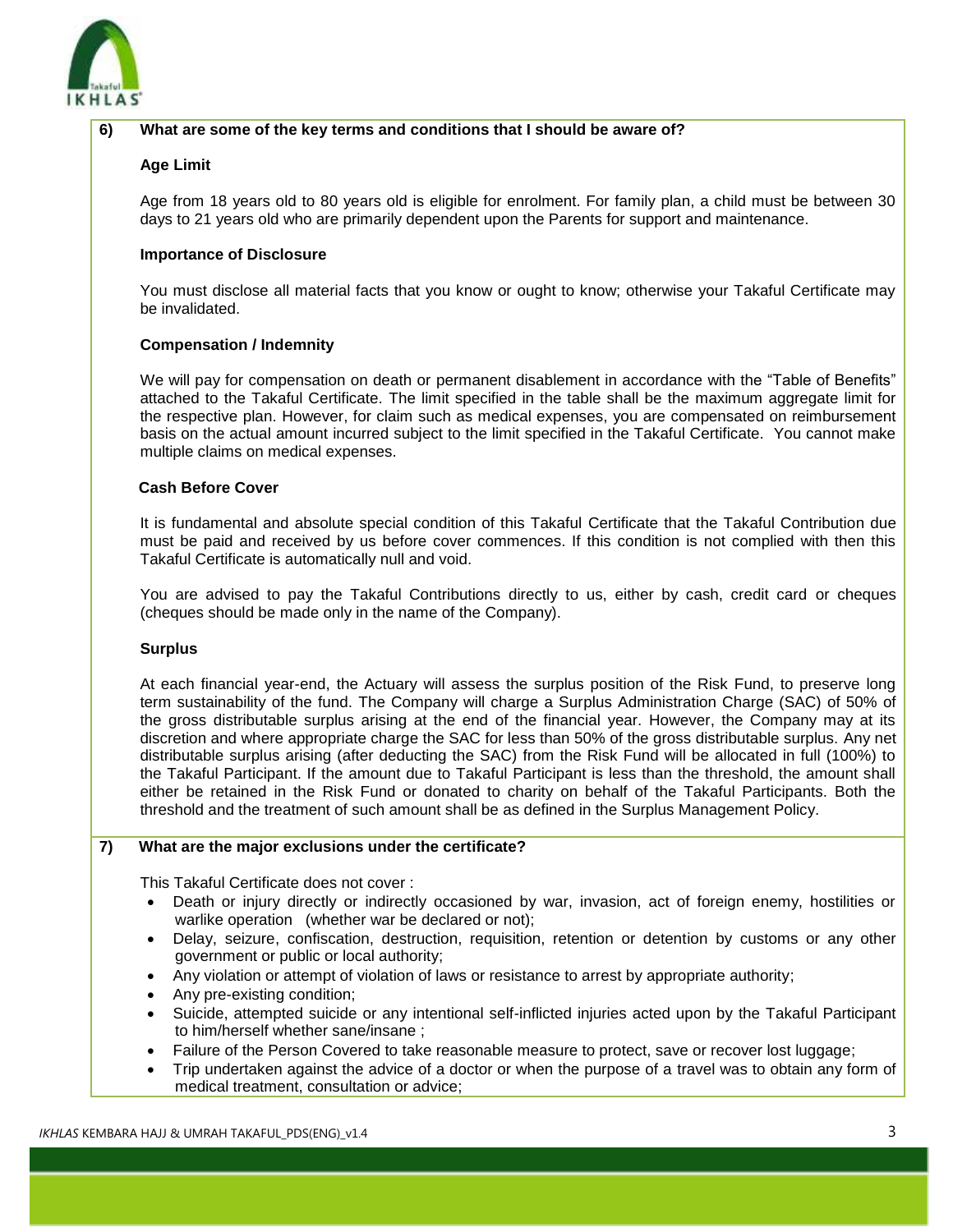## 6) What are some of the key terms and conditions that I should be aware of?

**Age Limit**

Age from 18 years old to 80 years old is eligible for enrolment. For family plan, a child must be between 30 days to 21 years old who are primarily dependent upon the Parents for support and maintenance.

**Importance of Disclosure**

You must disclose all material facts that you know or ought to know; otherwise your Takaful Certificate may be invalidated.

**Compensation / Indemnity**

We will pay for compensation on death or permanent disablement in accordance with the "Table of Benefits" attached to the Takaful Certificate. The limit specified in the table shall be the maximum aggregate limit for the respective plan. However, for claim such as medical expenses, you are compensated on reimbursement basis on the actual amount incurred subject to the limit specified in the Takaful Certificate. You cannot make multiple claims on medical expenses.

**Cash Before Cover**

It is fundamental and absolute special condition of this Takaful Certificate that the Takaful Contribution due must be paid and received by us before cover commences. If this condition is not complied with then this Takaful Certificate is automatically null and void.

You are advised to pay the Takaful Contributions directly to us, either by cash, credit card or cheques (cheques should be made only in the name of the Company).

**Surplus**

At each financial year-end, the Actuary will assess the surplus position of the Risk Fund, to preserve long term sustainability of the fund. The Company will charge a Surplus Administration Charge (SAC) of 50% of the gross distributable surplus arising at the end of the financial year. However, the Company may at its discretion and where appropriate charge the SAC for less than 50% of the gross distributable surplus. Any net distributable surplus arising (after deducting the SAC) from the Risk Fund will be allocated in full (100%) to the Takaful Participant. If the amount due to Takaful Participant is less than the threshold, the amount shall either be retained in the Risk Fund or donated to charity on behalf of the Takaful Participants. Both the threshold and the treatment of such amount shall be as defined in the Surplus Management Policy.

## 7) What are the major exclusions under the certificate?

This Takaful Certificate does not cover :

- Death or injury directly or indirectly occasioned by war, invasion, act of foreign enemy, hostilities or warlike operation (whether war be declared or not);
- Delay, seizure, confiscation, destruction, requisition, retention or detention by customs or any other government or public or local authority;
- Any violation or attempt of violation of laws or resistance to arrest by appropriate authority;
- Any pre-existing condition;
- Suicide, attempted suicide or any intentional self-inflicted injuries acted upon by the Takaful Participant to him/herself whether sane/insane ;
- Failure of the Person Covered to take reasonable measure to protect, save or recover lost luggage;
- Trip undertaken against the advice of a doctor or when the purpose of a travel was to obtain any form of medical treatment, consultation or advice;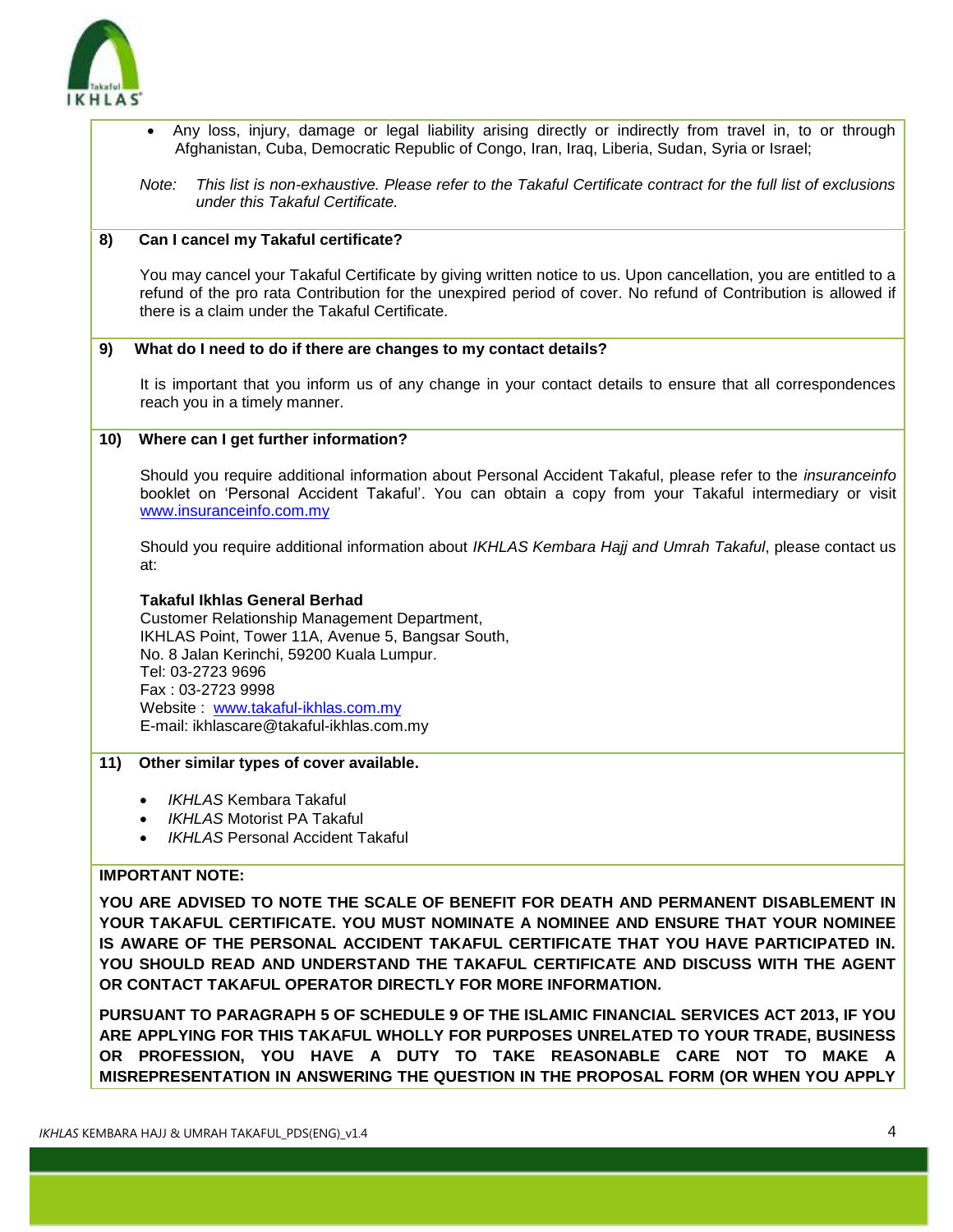- Any loss, injury, damage or legal liability arising directly or indirectly from travel in, to or through Afghanistan, Cuba, Democratic Republic of Congo, Iran, Iraq, Liberia, Sudan, Syria or Israel;

*Note: This list is non-exhaustive. Please refer to the Takaful Certificate contract for the full list of exclusions under this Takaful Certificate.*

### 8) Can I cancel my Takaful certificate?

You may cancel your Takaful Certificate by giving written notice to us. Upon cancellation, you are entitled to a refund of the pro rata Contribution for the unexpired period of cover. No refund of Contribution is allowed if there is a claim under the Takaful Certificate.

### 9) What do I need to do if there are changes to my contact details?

It is important that you inform us of any change in your contact details to ensure that all correspondences reach you in a timely manner.

### 10) Where can I get further information?

Should you require additional information about Personal Accident Takaful, please refer to the *insuranceinfo* booklet on 'Personal Accident Takaful'. You can obtain a copy from your Takaful intermediary or visit www.insuranceinfo.com.my

Should you require additional information about *IKHLAS Kembara Hajj and Umrah Takaful*, please contact us at:

**Takaful Ikhlas General Berhad**
Customer Relationship Management Department,
IKHLAS Point, Tower 11A, Avenue 5, Bangsar South,
No. 8 Jalan Kerinchi, 59200 Kuala Lumpur.
Tel: 03-2723 9696
Fax : 03-2723 9998
Website : www.takaful-ikhlas.com.my
E-mail: ikhlascare@takaful-ikhlas.com.my

### 11) Other similar types of cover available.

- *IKHLAS* Kembara Takaful
- *IKHLAS* Motorist PA Takaful
- *IKHLAS* Personal Accident Takaful

**IMPORTANT NOTE:**

**YOU ARE ADVISED TO NOTE THE SCALE OF BENEFIT FOR DEATH AND PERMANENT DISABLEMENT IN YOUR TAKAFUL CERTIFICATE. YOU MUST NOMINATE A NOMINEE AND ENSURE THAT YOUR NOMINEE IS AWARE OF THE PERSONAL ACCIDENT TAKAFUL CERTIFICATE THAT YOU HAVE PARTICIPATED IN. YOU SHOULD READ AND UNDERSTAND THE TAKAFUL CERTIFICATE AND DISCUSS WITH THE AGENT OR CONTACT TAKAFUL OPERATOR DIRECTLY FOR MORE INFORMATION.**

**PURSUANT TO PARAGRAPH 5 OF SCHEDULE 9 OF THE ISLAMIC FINANCIAL SERVICES ACT 2013, IF YOU ARE APPLYING FOR THIS TAKAFUL WHOLLY FOR PURPOSES UNRELATED TO YOUR TRADE, BUSINESS OR PROFESSION, YOU HAVE A DUTY TO TAKE REASONABLE CARE NOT TO MAKE A MISREPRESENTATION IN ANSWERING THE QUESTION IN THE PROPOSAL FORM (OR WHEN YOU APPLY**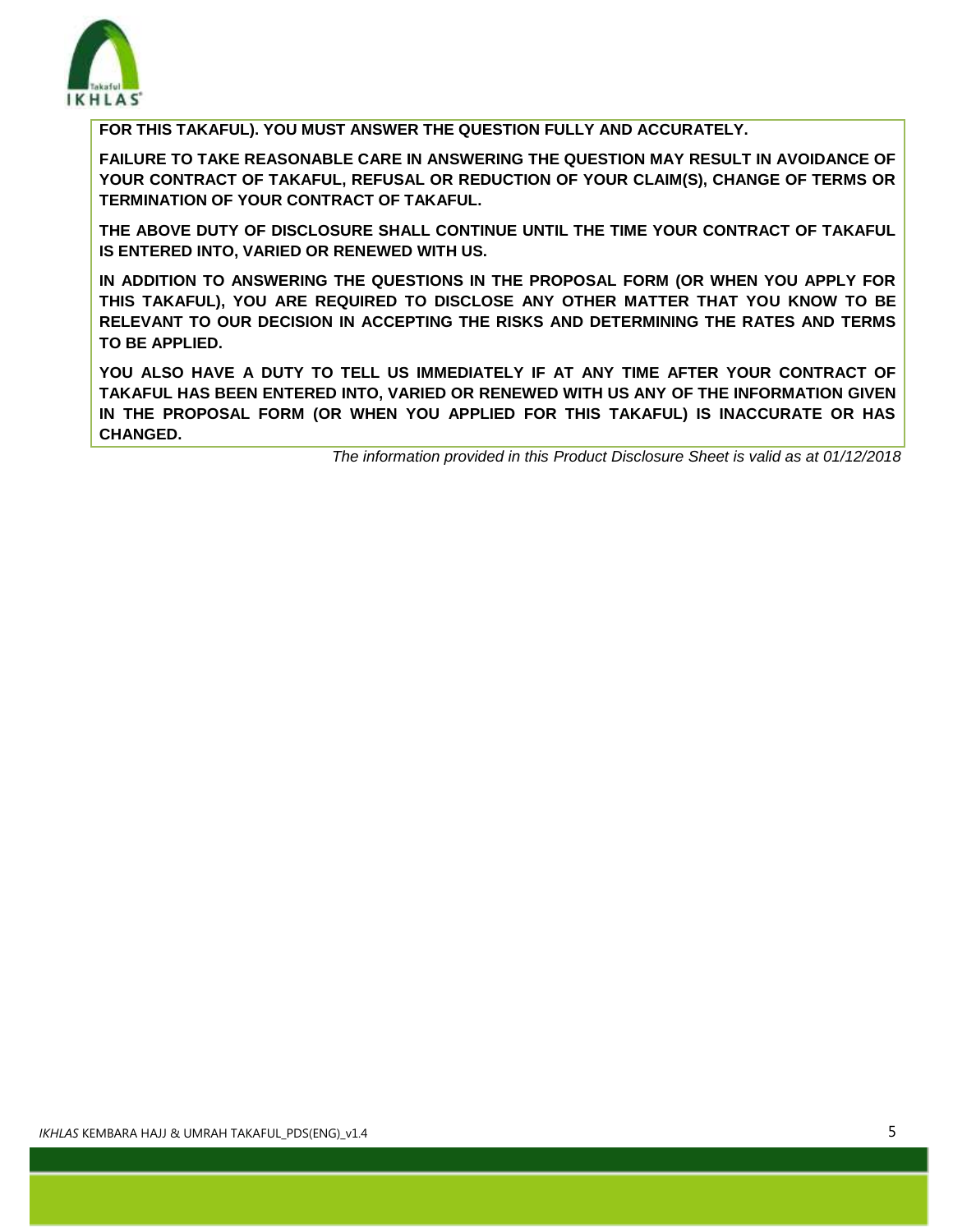**FOR THIS TAKAFUL). YOU MUST ANSWER THE QUESTION FULLY AND ACCURATELY.**

**FAILURE TO TAKE REASONABLE CARE IN ANSWERING THE QUESTION MAY RESULT IN AVOIDANCE OF YOUR CONTRACT OF TAKAFUL, REFUSAL OR REDUCTION OF YOUR CLAIM(S), CHANGE OF TERMS OR TERMINATION OF YOUR CONTRACT OF TAKAFUL.**

**THE ABOVE DUTY OF DISCLOSURE SHALL CONTINUE UNTIL THE TIME YOUR CONTRACT OF TAKAFUL IS ENTERED INTO, VARIED OR RENEWED WITH US.**

**IN ADDITION TO ANSWERING THE QUESTIONS IN THE PROPOSAL FORM (OR WHEN YOU APPLY FOR THIS TAKAFUL), YOU ARE REQUIRED TO DISCLOSE ANY OTHER MATTER THAT YOU KNOW TO BE RELEVANT TO OUR DECISION IN ACCEPTING THE RISKS AND DETERMINING THE RATES AND TERMS TO BE APPLIED.**

**YOU ALSO HAVE A DUTY TO TELL US IMMEDIATELY IF AT ANY TIME AFTER YOUR CONTRACT OF TAKAFUL HAS BEEN ENTERED INTO, VARIED OR RENEWED WITH US ANY OF THE INFORMATION GIVEN IN THE PROPOSAL FORM (OR WHEN YOU APPLIED FOR THIS TAKAFUL) IS INACCURATE OR HAS CHANGED.**

*The information provided in this Product Disclosure Sheet is valid as at 01/12/2018*